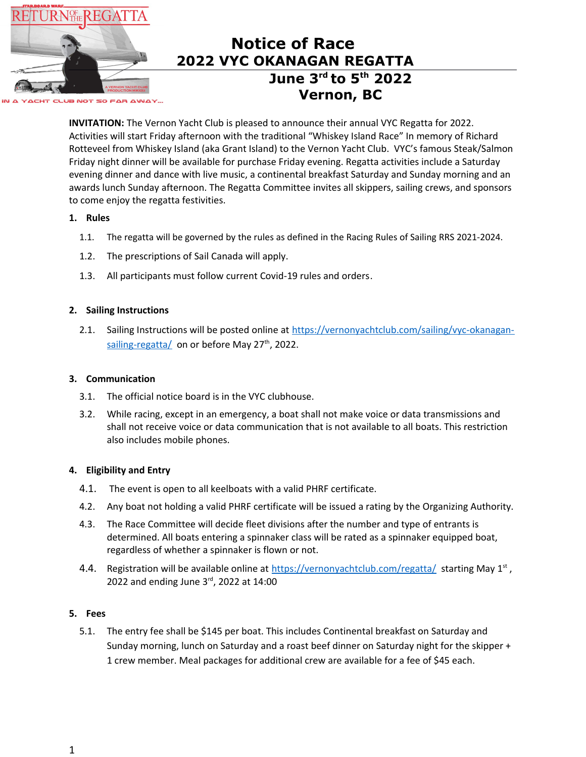# Notice of Race

## 2022 VYC OKANAGAN REGATTA

## June 3rd to 5th 2022

## Vernon, BC

**INVITATION:** The Vernon Yacht Club is pleased to announce their annual VYC Regatta for 2022. Activities will start Friday afternoon with the traditional "Whiskey Island Race" In memory of Richard Rotteveel from Whiskey Island (aka Grant Island) to the Vernon Yacht Club. VYC's famous Steak/Salmon Friday night dinner will be available for purchase Friday evening. Regatta activities include a Saturday evening dinner and dance with live music, a continental breakfast Saturday and Sunday morning and an awards lunch Sunday afternoon. The Regatta Committee invites all skippers, sailing crews, and sponsors to come enjoy the regatta festivities.

### 1. Rules

1.1. The regatta will be governed by the rules as defined in the Racing Rules of Sailing RRS 2021-2024.

1.2. The prescriptions of Sail Canada will apply.

1.3. All participants must follow current Covid-19 rules and orders.

### 2. Sailing Instructions

2.1. Sailing Instructions will be posted online at https://vernonyachtclub.com/sailing/vyc-okanagan-sailing-regatta/ on or before May 27th, 2022.

### 3. Communication

3.1. The official notice board is in the VYC clubhouse.

3.2. While racing, except in an emergency, a boat shall not make voice or data transmissions and shall not receive voice or data communication that is not available to all boats. This restriction also includes mobile phones.

### 4. Eligibility and Entry

4.1. The event is open to all keelboats with a valid PHRF certificate.

4.2. Any boat not holding a valid PHRF certificate will be issued a rating by the Organizing Authority.

4.3. The Race Committee will decide fleet divisions after the number and type of entrants is determined. All boats entering a spinnaker class will be rated as a spinnaker equipped boat, regardless of whether a spinnaker is flown or not.

4.4. Registration will be available online at https://vernonyachtclub.com/regatta/ starting May 1st, 2022 and ending June 3rd, 2022 at 14:00

### 5. Fees

5.1. The entry fee shall be $145 per boat. This includes Continental breakfast on Saturday and Sunday morning, lunch on Saturday and a roast beef dinner on Saturday night for the skipper + 1 crew member. Meal packages for additional crew are available for a fee of $45 each.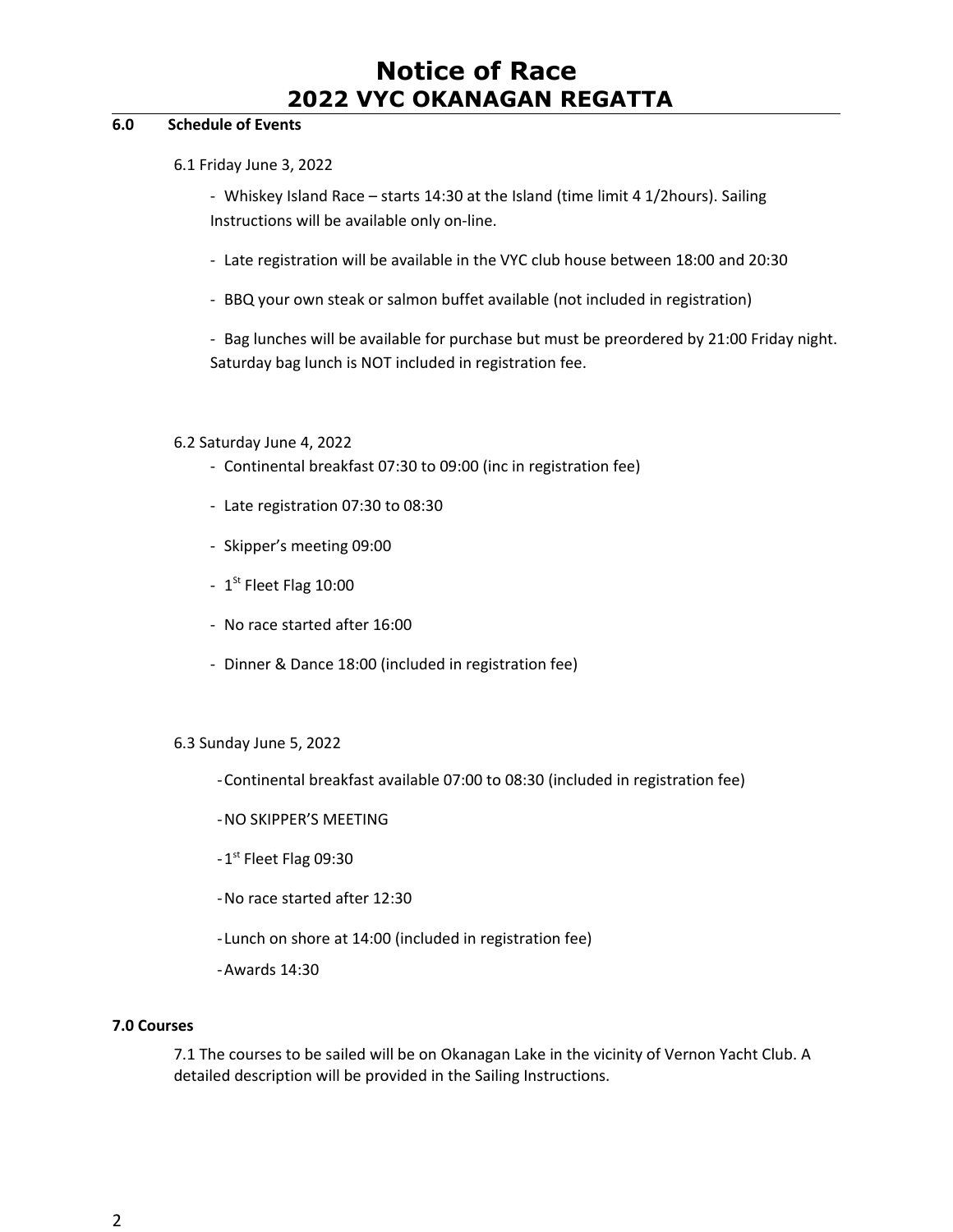# Notice of Race
## 2022 VYC OKANAGAN REGATTA

### 6.0 Schedule of Events

6.1 Friday June 3, 2022

- Whiskey Island Race – starts 14:30 at the Island (time limit 4 1/2hours). Sailing Instructions will be available only on-line.
- Late registration will be available in the VYC club house between 18:00 and 20:30
- BBQ your own steak or salmon buffet available (not included in registration)
- Bag lunches will be available for purchase but must be preordered by 21:00 Friday night. Saturday bag lunch is NOT included in registration fee.

6.2 Saturday June 4, 2022

- Continental breakfast 07:30 to 09:00 (inc in registration fee)
- Late registration 07:30 to 08:30
- Skipper's meeting 09:00
- 1St Fleet Flag 10:00
- No race started after 16:00
- Dinner & Dance 18:00 (included in registration fee)

6.3 Sunday June 5, 2022

- Continental breakfast available 07:00 to 08:30 (included in registration fee)
- NO SKIPPER'S MEETING
- 1st Fleet Flag 09:30
- No race started after 12:30
- Lunch on shore at 14:00 (included in registration fee)
- Awards 14:30

### 7.0 Courses

7.1 The courses to be sailed will be on Okanagan Lake in the vicinity of Vernon Yacht Club. A detailed description will be provided in the Sailing Instructions.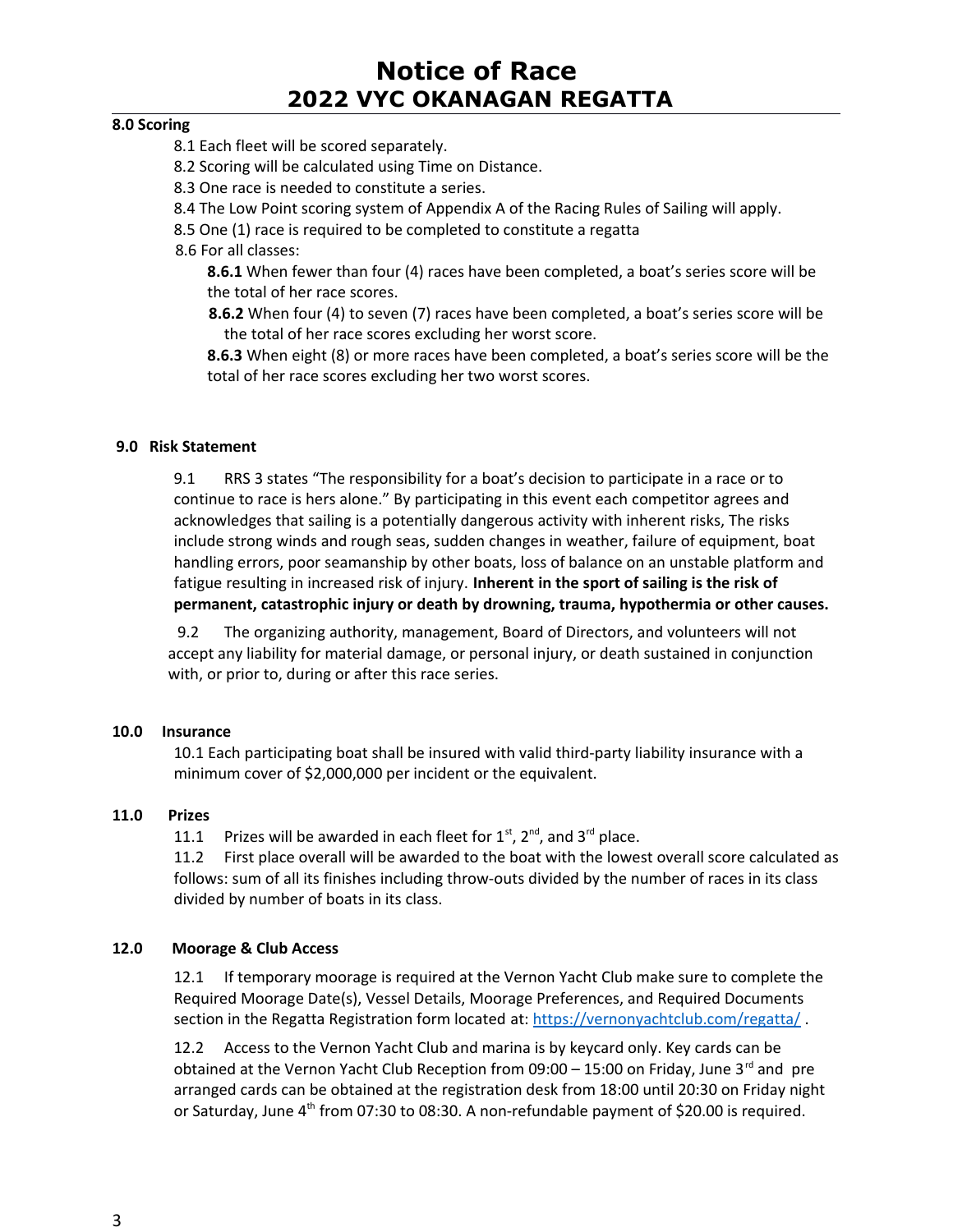## 8.0 Scoring

8.1 Each fleet will be scored separately.

8.2 Scoring will be calculated using Time on Distance.

8.3 One race is needed to constitute a series.

8.4 The Low Point scoring system of Appendix A of the Racing Rules of Sailing will apply.

8.5 One (1) race is required to be completed to constitute a regatta

8.6 For all classes:

**8.6.1** When fewer than four (4) races have been completed, a boat's series score will be the total of her race scores.

**8.6.2** When four (4) to seven (7) races have been completed, a boat's series score will be the total of her race scores excluding her worst score.

**8.6.3** When eight (8) or more races have been completed, a boat's series score will be the total of her race scores excluding her two worst scores.

## 9.0 Risk Statement

9.1 RRS 3 states "The responsibility for a boat's decision to participate in a race or to continue to race is hers alone." By participating in this event each competitor agrees and acknowledges that sailing is a potentially dangerous activity with inherent risks, The risks include strong winds and rough seas, sudden changes in weather, failure of equipment, boat handling errors, poor seamanship by other boats, loss of balance on an unstable platform and fatigue resulting in increased risk of injury. **Inherent in the sport of sailing is the risk of permanent, catastrophic injury or death by drowning, trauma, hypothermia or other causes.**

9.2 The organizing authority, management, Board of Directors, and volunteers will not accept any liability for material damage, or personal injury, or death sustained in conjunction with, or prior to, during or after this race series.

## 10.0 Insurance

10.1 Each participating boat shall be insured with valid third-party liability insurance with a minimum cover of $2,000,000 per incident or the equivalent.

## 11.0 Prizes

11.1 Prizes will be awarded in each fleet for 1st, 2nd, and 3rd place.

11.2 First place overall will be awarded to the boat with the lowest overall score calculated as follows: sum of all its finishes including throw-outs divided by the number of races in its class divided by number of boats in its class.

## 12.0 Moorage & Club Access

12.1 If temporary moorage is required at the Vernon Yacht Club make sure to complete the Required Moorage Date(s), Vessel Details, Moorage Preferences, and Required Documents section in the Regatta Registration form located at: https://vernonyachtclub.com/regatta/ .

12.2 Access to the Vernon Yacht Club and marina is by keycard only. Key cards can be obtained at the Vernon Yacht Club Reception from 09:00 – 15:00 on Friday, June 3rd and pre arranged cards can be obtained at the registration desk from 18:00 until 20:30 on Friday night or Saturday, June 4th from 07:30 to 08:30. A non-refundable payment of $20.00 is required.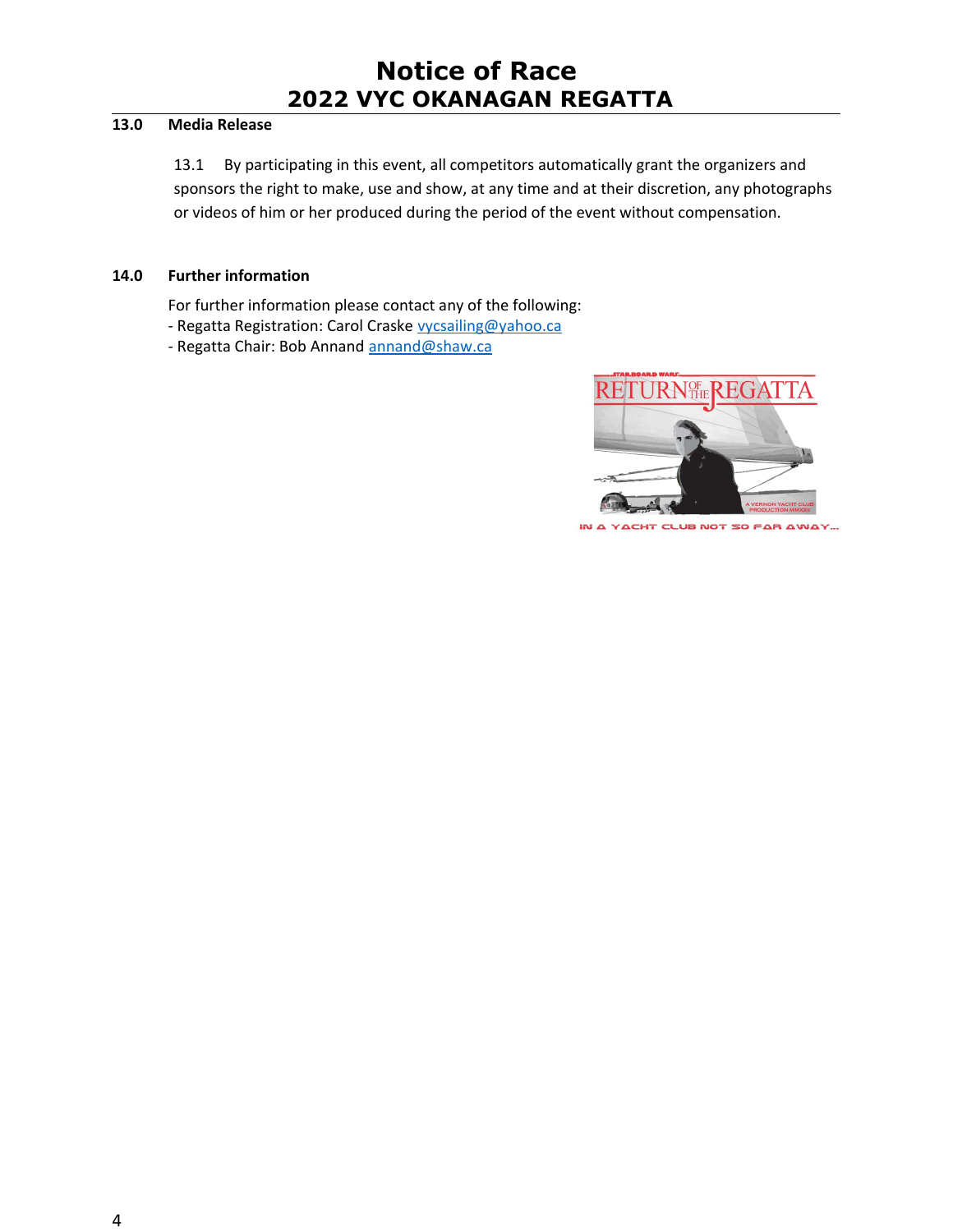## 13.0 Media Release

13.1 By participating in this event, all competitors automatically grant the organizers and sponsors the right to make, use and show, at any time and at their discretion, any photographs or videos of him or her produced during the period of the event without compensation.

## 14.0 Further information

For further information please contact any of the following:
- Regatta Registration: Carol Craske vycsailing@yahoo.ca
- Regatta Chair: Bob Annand annand@shaw.ca